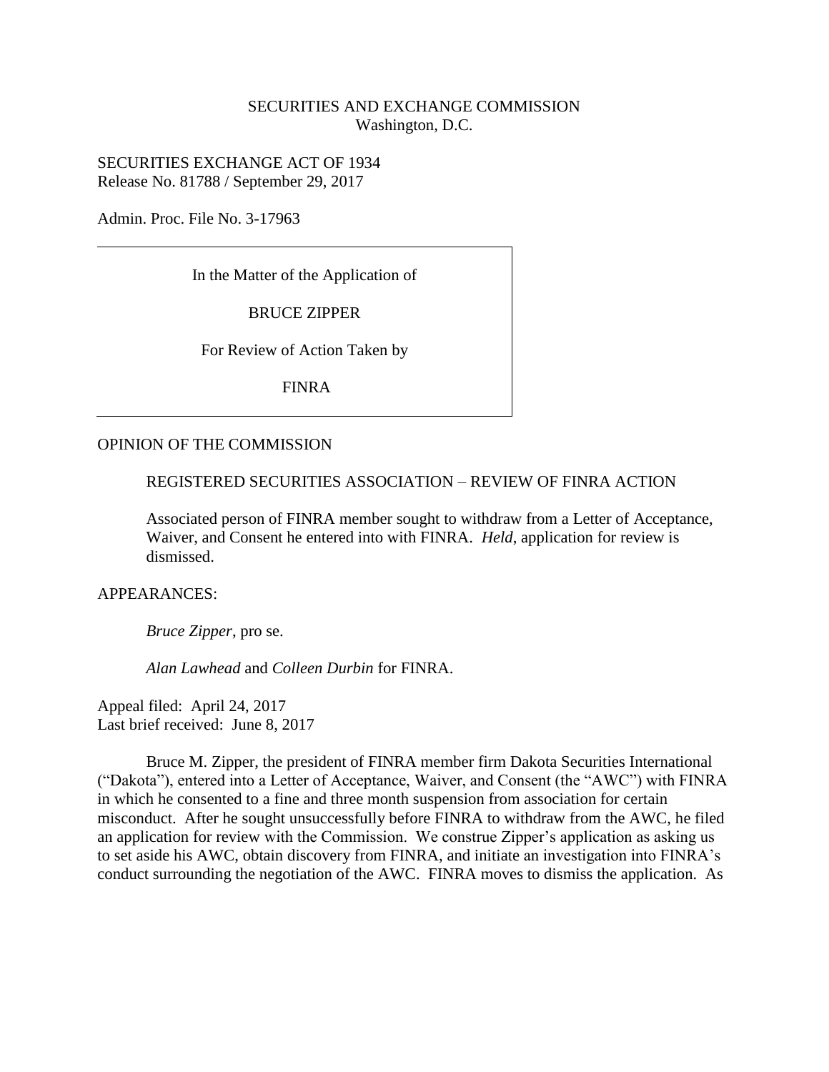SECURITIES AND EXCHANGE COMMISSION
Washington, D.C.

SECURITIES EXCHANGE ACT OF 1934
Release No. 81788 / September 29, 2017

Admin. Proc. File No. 3-17963

In the Matter of the Application of

BRUCE ZIPPER

For Review of Action Taken by

FINRA

OPINION OF THE COMMISSION

REGISTERED SECURITIES ASSOCIATION – REVIEW OF FINRA ACTION

Associated person of FINRA member sought to withdraw from a Letter of Acceptance, Waiver, and Consent he entered into with FINRA. *Held*, application for review is dismissed.

APPEARANCES:

*Bruce Zipper*, pro se.

*Alan Lawhead* and *Colleen Durbin* for FINRA.

Appeal filed: April 24, 2017
Last brief received: June 8, 2017

Bruce M. Zipper, the president of FINRA member firm Dakota Securities International ("Dakota"), entered into a Letter of Acceptance, Waiver, and Consent (the "AWC") with FINRA in which he consented to a fine and three month suspension from association for certain misconduct. After he sought unsuccessfully before FINRA to withdraw from the AWC, he filed an application for review with the Commission. We construe Zipper's application as asking us to set aside his AWC, obtain discovery from FINRA, and initiate an investigation into FINRA's conduct surrounding the negotiation of the AWC. FINRA moves to dismiss the application. As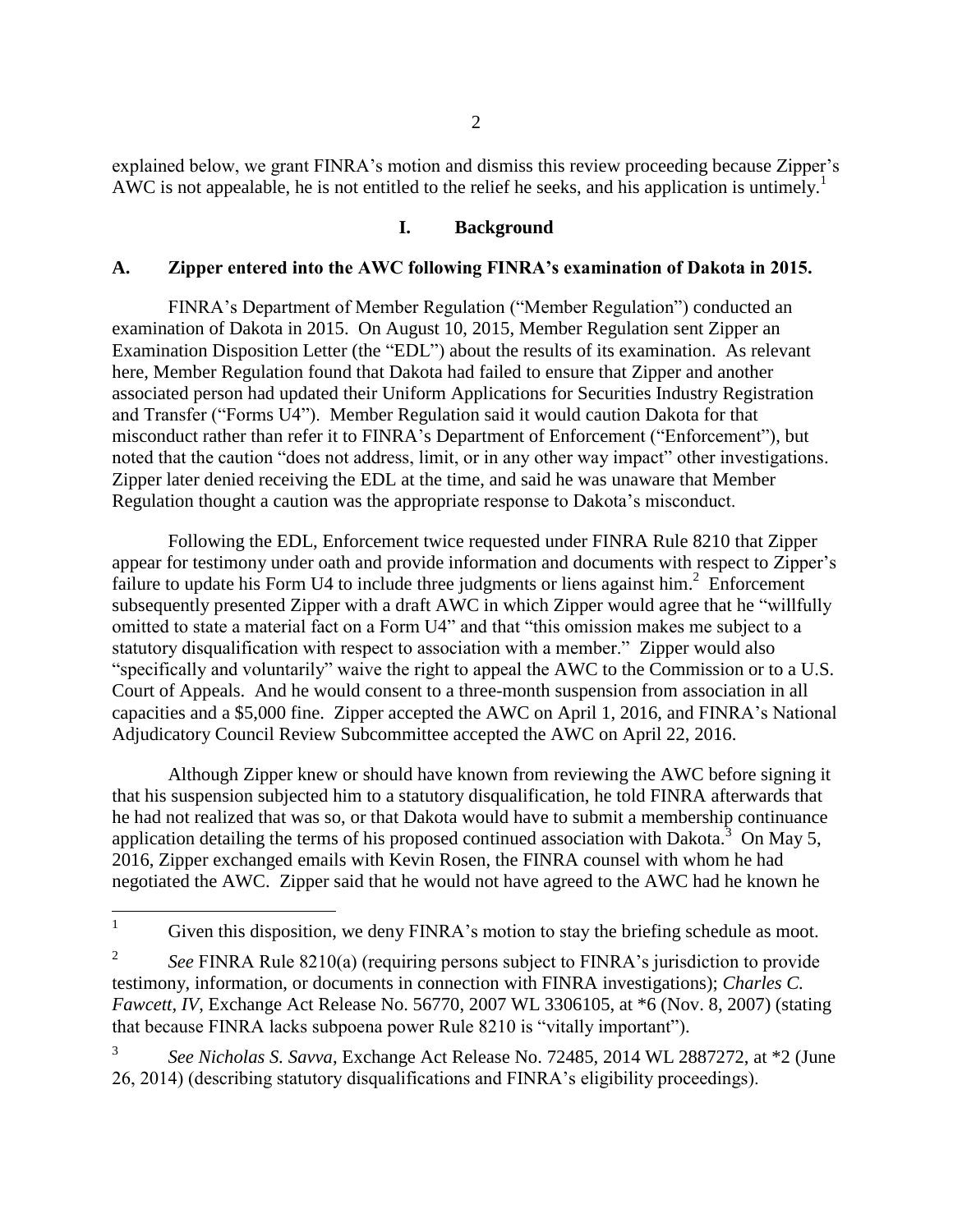explained below, we grant FINRA's motion and dismiss this review proceeding because Zipper's AWC is not appealable, he is not entitled to the relief he seeks, and his application is untimely.[1]

## I. Background

### A. Zipper entered into the AWC following FINRA's examination of Dakota in 2015.

FINRA's Department of Member Regulation ("Member Regulation") conducted an examination of Dakota in 2015. On August 10, 2015, Member Regulation sent Zipper an Examination Disposition Letter (the "EDL") about the results of its examination. As relevant here, Member Regulation found that Dakota had failed to ensure that Zipper and another associated person had updated their Uniform Applications for Securities Industry Registration and Transfer ("Forms U4"). Member Regulation said it would caution Dakota for that misconduct rather than refer it to FINRA's Department of Enforcement ("Enforcement"), but noted that the caution "does not address, limit, or in any other way impact" other investigations. Zipper later denied receiving the EDL at the time, and said he was unaware that Member Regulation thought a caution was the appropriate response to Dakota's misconduct.

Following the EDL, Enforcement twice requested under FINRA Rule 8210 that Zipper appear for testimony under oath and provide information and documents with respect to Zipper's failure to update his Form U4 to include three judgments or liens against him.[2] Enforcement subsequently presented Zipper with a draft AWC in which Zipper would agree that he "willfully omitted to state a material fact on a Form U4" and that "this omission makes me subject to a statutory disqualification with respect to association with a member." Zipper would also "specifically and voluntarily" waive the right to appeal the AWC to the Commission or to a U.S. Court of Appeals. And he would consent to a three-month suspension from association in all capacities and a $5,000 fine. Zipper accepted the AWC on April 1, 2016, and FINRA's National Adjudicatory Council Review Subcommittee accepted the AWC on April 22, 2016.

Although Zipper knew or should have known from reviewing the AWC before signing it that his suspension subjected him to a statutory disqualification, he told FINRA afterwards that he had not realized that was so, or that Dakota would have to submit a membership continuance application detailing the terms of his proposed continued association with Dakota.[3] On May 5, 2016, Zipper exchanged emails with Kevin Rosen, the FINRA counsel with whom he had negotiated the AWC. Zipper said that he would not have agreed to the AWC had he known he

---

[1] Given this disposition, we deny FINRA's motion to stay the briefing schedule as moot.

[2] *See* FINRA Rule 8210(a) (requiring persons subject to FINRA's jurisdiction to provide testimony, information, or documents in connection with FINRA investigations); *Charles C. Fawcett, IV*, Exchange Act Release No. 56770, 2007 WL 3306105, at *6 (Nov. 8, 2007) (stating that because FINRA lacks subpoena power Rule 8210 is "vitally important").

[3] *See Nicholas S. Savva*, Exchange Act Release No. 72485, 2014 WL 2887272, at *2 (June 26, 2014) (describing statutory disqualifications and FINRA's eligibility proceedings).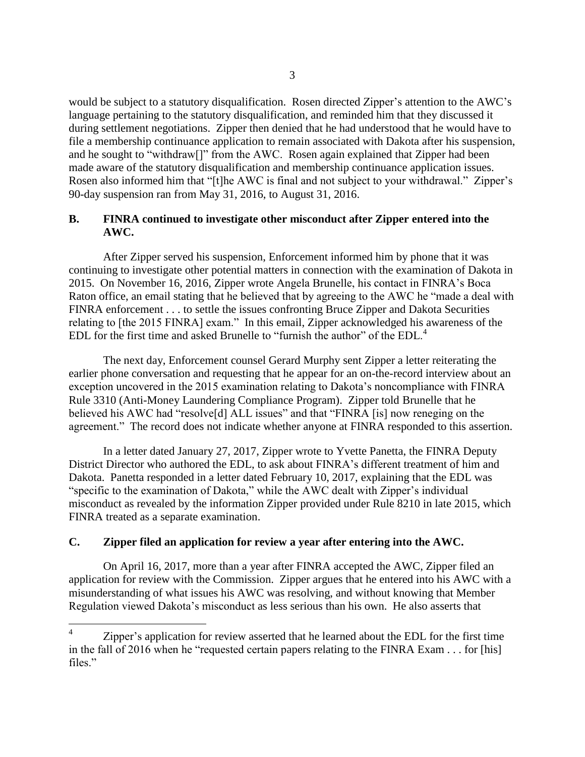would be subject to a statutory disqualification. Rosen directed Zipper's attention to the AWC's language pertaining to the statutory disqualification, and reminded him that they discussed it during settlement negotiations. Zipper then denied that he had understood that he would have to file a membership continuance application to remain associated with Dakota after his suspension, and he sought to "withdraw[]" from the AWC. Rosen again explained that Zipper had been made aware of the statutory disqualification and membership continuance application issues. Rosen also informed him that "[t]he AWC is final and not subject to your withdrawal." Zipper's 90-day suspension ran from May 31, 2016, to August 31, 2016.

### B. FINRA continued to investigate other misconduct after Zipper entered into the AWC.

After Zipper served his suspension, Enforcement informed him by phone that it was continuing to investigate other potential matters in connection with the examination of Dakota in 2015. On November 16, 2016, Zipper wrote Angela Brunelle, his contact in FINRA's Boca Raton office, an email stating that he believed that by agreeing to the AWC he "made a deal with FINRA enforcement . . . to settle the issues confronting Bruce Zipper and Dakota Securities relating to [the 2015 FINRA] exam." In this email, Zipper acknowledged his awareness of the EDL for the first time and asked Brunelle to "furnish the author" of the EDL.[4]

The next day, Enforcement counsel Gerard Murphy sent Zipper a letter reiterating the earlier phone conversation and requesting that he appear for an on-the-record interview about an exception uncovered in the 2015 examination relating to Dakota's noncompliance with FINRA Rule 3310 (Anti-Money Laundering Compliance Program). Zipper told Brunelle that he believed his AWC had "resolve[d] ALL issues" and that "FINRA [is] now reneging on the agreement." The record does not indicate whether anyone at FINRA responded to this assertion.

In a letter dated January 27, 2017, Zipper wrote to Yvette Panetta, the FINRA Deputy District Director who authored the EDL, to ask about FINRA's different treatment of him and Dakota. Panetta responded in a letter dated February 10, 2017, explaining that the EDL was "specific to the examination of Dakota," while the AWC dealt with Zipper's individual misconduct as revealed by the information Zipper provided under Rule 8210 in late 2015, which FINRA treated as a separate examination.

### C. Zipper filed an application for review a year after entering into the AWC.

On April 16, 2017, more than a year after FINRA accepted the AWC, Zipper filed an application for review with the Commission. Zipper argues that he entered into his AWC with a misunderstanding of what issues his AWC was resolving, and without knowing that Member Regulation viewed Dakota's misconduct as less serious than his own. He also asserts that

---

[4] Zipper's application for review asserted that he learned about the EDL for the first time in the fall of 2016 when he "requested certain papers relating to the FINRA Exam . . . for [his] files."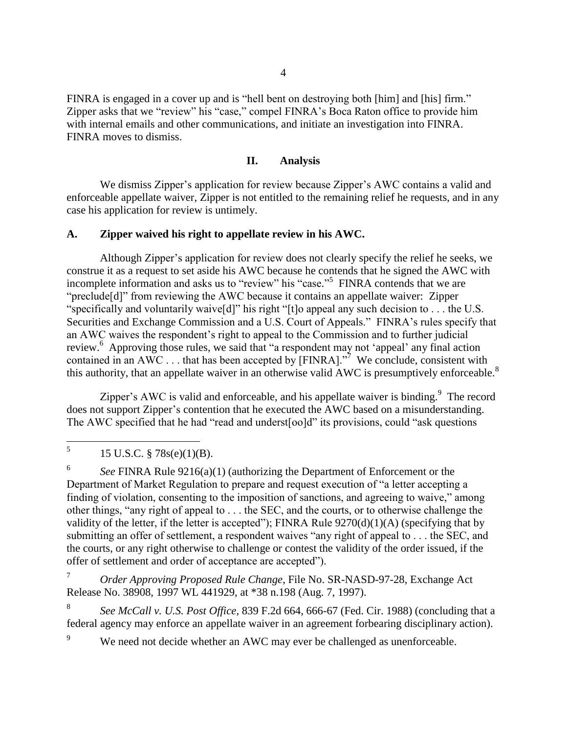FINRA is engaged in a cover up and is "hell bent on destroying both [him] and [his] firm." Zipper asks that we "review" his "case," compel FINRA's Boca Raton office to provide him with internal emails and other communications, and initiate an investigation into FINRA. FINRA moves to dismiss.

## II. Analysis

We dismiss Zipper's application for review because Zipper's AWC contains a valid and enforceable appellate waiver, Zipper is not entitled to the remaining relief he requests, and in any case his application for review is untimely.

### A. Zipper waived his right to appellate review in his AWC.

Although Zipper's application for review does not clearly specify the relief he seeks, we construe it as a request to set aside his AWC because he contends that he signed the AWC with incomplete information and asks us to "review" his "case."[5] FINRA contends that we are "preclude[d]" from reviewing the AWC because it contains an appellate waiver: Zipper "specifically and voluntarily waive[d]" his right "[t]o appeal any such decision to . . . the U.S. Securities and Exchange Commission and a U.S. Court of Appeals." FINRA's rules specify that an AWC waives the respondent's right to appeal to the Commission and to further judicial review.[6] Approving those rules, we said that "a respondent may not 'appeal' any final action contained in an AWC . . . that has been accepted by [FINRA]."[7] We conclude, consistent with this authority, that an appellate waiver in an otherwise valid AWC is presumptively enforceable.[8]

Zipper's AWC is valid and enforceable, and his appellate waiver is binding.[9] The record does not support Zipper's contention that he executed the AWC based on a misunderstanding. The AWC specified that he had "read and underst[oo]d" its provisions, could "ask questions

---

[5] 15 U.S.C. § 78s(e)(1)(B).

[6] *See* FINRA Rule 9216(a)(1) (authorizing the Department of Enforcement or the Department of Market Regulation to prepare and request execution of "a letter accepting a finding of violation, consenting to the imposition of sanctions, and agreeing to waive," among other things, "any right of appeal to . . . the SEC, and the courts, or to otherwise challenge the validity of the letter, if the letter is accepted"); FINRA Rule 9270(d)(1)(A) (specifying that by submitting an offer of settlement, a respondent waives "any right of appeal to . . . the SEC, and the courts, or any right otherwise to challenge or contest the validity of the order issued, if the offer of settlement and order of acceptance are accepted").

[7] *Order Approving Proposed Rule Change*, File No. SR-NASD-97-28, Exchange Act Release No. 38908, 1997 WL 441929, at *38 n.198 (Aug. 7, 1997).

[8] *See McCall v. U.S. Post Office*, 839 F.2d 664, 666-67 (Fed. Cir. 1988) (concluding that a federal agency may enforce an appellate waiver in an agreement forbearing disciplinary action).

[9] We need not decide whether an AWC may ever be challenged as unenforceable.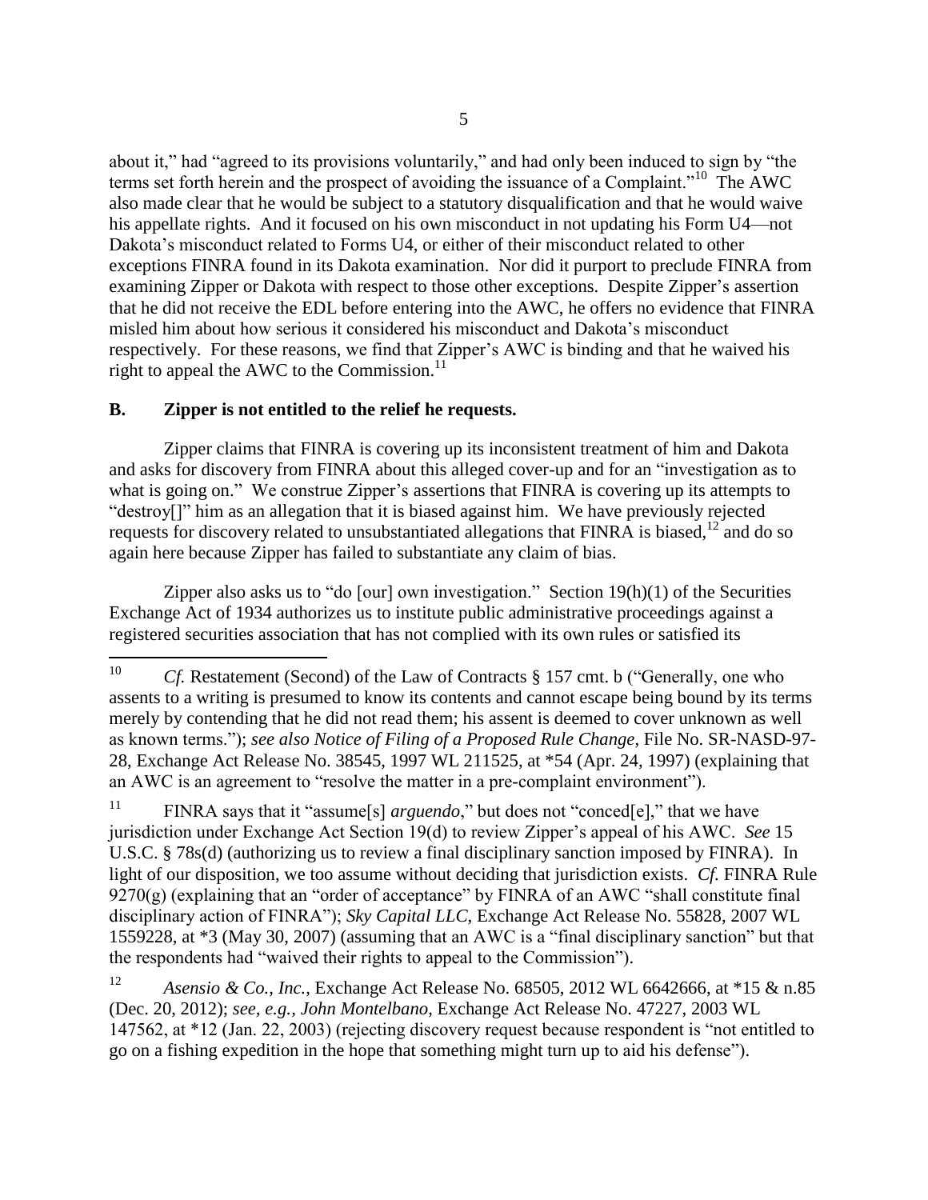about it," had "agreed to its provisions voluntarily," and had only been induced to sign by "the terms set forth herein and the prospect of avoiding the issuance of a Complaint."[10] The AWC also made clear that he would be subject to a statutory disqualification and that he would waive his appellate rights. And it focused on his own misconduct in not updating his Form U4—not Dakota's misconduct related to Forms U4, or either of their misconduct related to other exceptions FINRA found in its Dakota examination. Nor did it purport to preclude FINRA from examining Zipper or Dakota with respect to those other exceptions. Despite Zipper's assertion that he did not receive the EDL before entering into the AWC, he offers no evidence that FINRA misled him about how serious it considered his misconduct and Dakota's misconduct respectively. For these reasons, we find that Zipper's AWC is binding and that he waived his right to appeal the AWC to the Commission.[11]

## B. Zipper is not entitled to the relief he requests.

Zipper claims that FINRA is covering up its inconsistent treatment of him and Dakota and asks for discovery from FINRA about this alleged cover-up and for an "investigation as to what is going on." We construe Zipper's assertions that FINRA is covering up its attempts to "destroy[]" him as an allegation that it is biased against him. We have previously rejected requests for discovery related to unsubstantiated allegations that FINRA is biased,[12] and do so again here because Zipper has failed to substantiate any claim of bias.

Zipper also asks us to "do [our] own investigation." Section 19(h)(1) of the Securities Exchange Act of 1934 authorizes us to institute public administrative proceedings against a registered securities association that has not complied with its own rules or satisfied its

---

[10] *Cf.* Restatement (Second) of the Law of Contracts § 157 cmt. b ("Generally, one who assents to a writing is presumed to know its contents and cannot escape being bound by its terms merely by contending that he did not read them; his assent is deemed to cover unknown as well as known terms."); *see also Notice of Filing of a Proposed Rule Change*, File No. SR-NASD-97-28, Exchange Act Release No. 38545, 1997 WL 211525, at *54 (Apr. 24, 1997) (explaining that an AWC is an agreement to "resolve the matter in a pre-complaint environment").

[11] FINRA says that it "assume[s] *arguendo*," but does not "conced[e]," that we have jurisdiction under Exchange Act Section 19(d) to review Zipper's appeal of his AWC. *See* 15 U.S.C. § 78s(d) (authorizing us to review a final disciplinary sanction imposed by FINRA). In light of our disposition, we too assume without deciding that jurisdiction exists. *Cf.* FINRA Rule 9270(g) (explaining that an "order of acceptance" by FINRA of an AWC "shall constitute final disciplinary action of FINRA"); *Sky Capital LLC*, Exchange Act Release No. 55828, 2007 WL 1559228, at *3 (May 30, 2007) (assuming that an AWC is a "final disciplinary sanction" but that the respondents had "waived their rights to appeal to the Commission").

[12] *Asensio & Co., Inc.*, Exchange Act Release No. 68505, 2012 WL 6642666, at *15 & n.85 (Dec. 20, 2012); *see, e.g., John Montelbano*, Exchange Act Release No. 47227, 2003 WL 147562, at *12 (Jan. 22, 2003) (rejecting discovery request because respondent is "not entitled to go on a fishing expedition in the hope that something might turn up to aid his defense").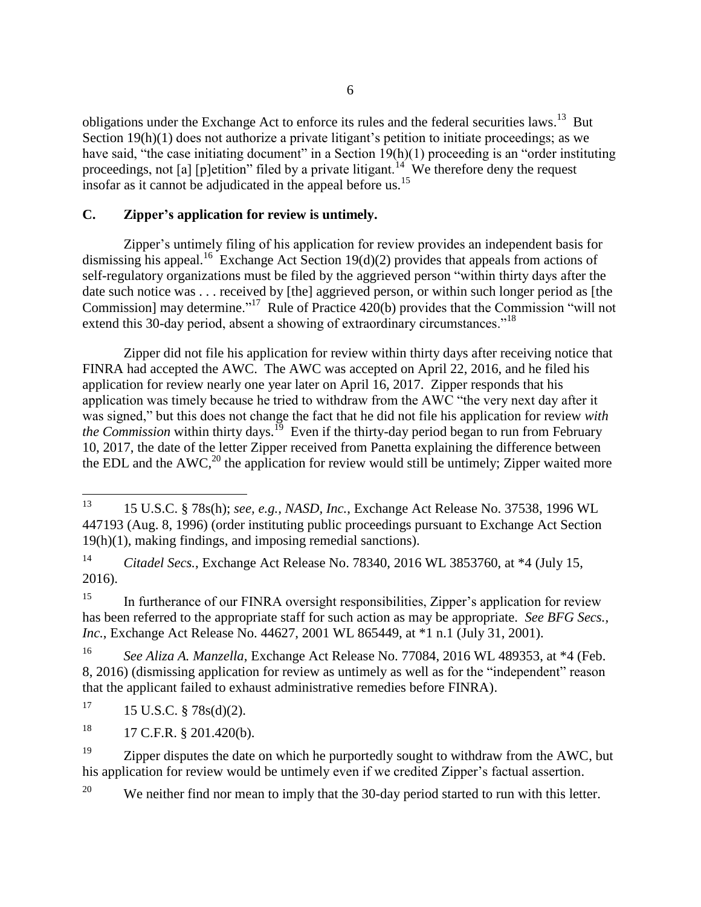obligations under the Exchange Act to enforce its rules and the federal securities laws.[13] But Section 19(h)(1) does not authorize a private litigant's petition to initiate proceedings; as we have said, "the case initiating document" in a Section 19(h)(1) proceeding is an "order instituting proceedings, not [a] [p]etition" filed by a private litigant.[14] We therefore deny the request insofar as it cannot be adjudicated in the appeal before us.[15]

## C. Zipper's application for review is untimely.

Zipper's untimely filing of his application for review provides an independent basis for dismissing his appeal.[16] Exchange Act Section 19(d)(2) provides that appeals from actions of self-regulatory organizations must be filed by the aggrieved person "within thirty days after the date such notice was . . . received by [the] aggrieved person, or within such longer period as [the Commission] may determine."[17] Rule of Practice 420(b) provides that the Commission "will not extend this 30-day period, absent a showing of extraordinary circumstances."[18]

Zipper did not file his application for review within thirty days after receiving notice that FINRA had accepted the AWC. The AWC was accepted on April 22, 2016, and he filed his application for review nearly one year later on April 16, 2017. Zipper responds that his application was timely because he tried to withdraw from the AWC "the very next day after it was signed," but this does not change the fact that he did not file his application for review *with the Commission* within thirty days.[19] Even if the thirty-day period began to run from February 10, 2017, the date of the letter Zipper received from Panetta explaining the difference between the EDL and the AWC,[20] the application for review would still be untimely; Zipper waited more

---

[13] 15 U.S.C. § 78s(h); *see, e.g.*, *NASD, Inc.*, Exchange Act Release No. 37538, 1996 WL 447193 (Aug. 8, 1996) (order instituting public proceedings pursuant to Exchange Act Section 19(h)(1), making findings, and imposing remedial sanctions).

[14] *Citadel Secs.*, Exchange Act Release No. 78340, 2016 WL 3853760, at *4 (July 15, 2016).

[15] In furtherance of our FINRA oversight responsibilities, Zipper's application for review has been referred to the appropriate staff for such action as may be appropriate. *See BFG Secs., Inc.*, Exchange Act Release No. 44627, 2001 WL 865449, at *1 n.1 (July 31, 2001).

[16] *See Aliza A. Manzella*, Exchange Act Release No. 77084, 2016 WL 489353, at *4 (Feb. 8, 2016) (dismissing application for review as untimely as well as for the "independent" reason that the applicant failed to exhaust administrative remedies before FINRA).

[17] 15 U.S.C. § 78s(d)(2).

[18] 17 C.F.R. § 201.420(b).

[19] Zipper disputes the date on which he purportedly sought to withdraw from the AWC, but his application for review would be untimely even if we credited Zipper's factual assertion.

[20] We neither find nor mean to imply that the 30-day period started to run with this letter.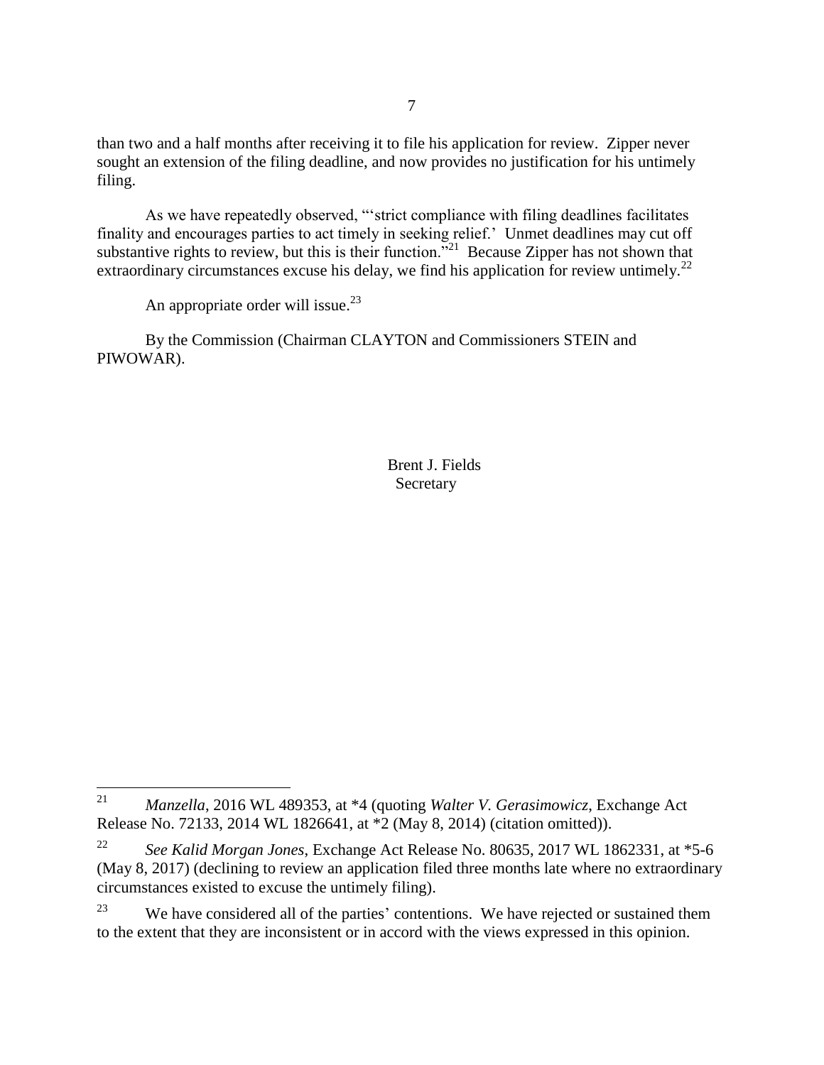than two and a half months after receiving it to file his application for review. Zipper never sought an extension of the filing deadline, and now provides no justification for his untimely filing.

As we have repeatedly observed, "'strict compliance with filing deadlines facilitates finality and encourages parties to act timely in seeking relief.' Unmet deadlines may cut off substantive rights to review, but this is their function."[21] Because Zipper has not shown that extraordinary circumstances excuse his delay, we find his application for review untimely.[22]

An appropriate order will issue.[23]

By the Commission (Chairman CLAYTON and Commissioners STEIN and PIWOWAR).

Brent J. Fields
Secretary

---

[21] *Manzella*, 2016 WL 489353, at *4 (quoting *Walter V. Gerasimowicz*, Exchange Act Release No. 72133, 2014 WL 1826641, at *2 (May 8, 2014) (citation omitted)).

[22] *See Kalid Morgan Jones*, Exchange Act Release No. 80635, 2017 WL 1862331, at *5-6 (May 8, 2017) (declining to review an application filed three months late where no extraordinary circumstances existed to excuse the untimely filing).

[23] We have considered all of the parties' contentions. We have rejected or sustained them to the extent that they are inconsistent or in accord with the views expressed in this opinion.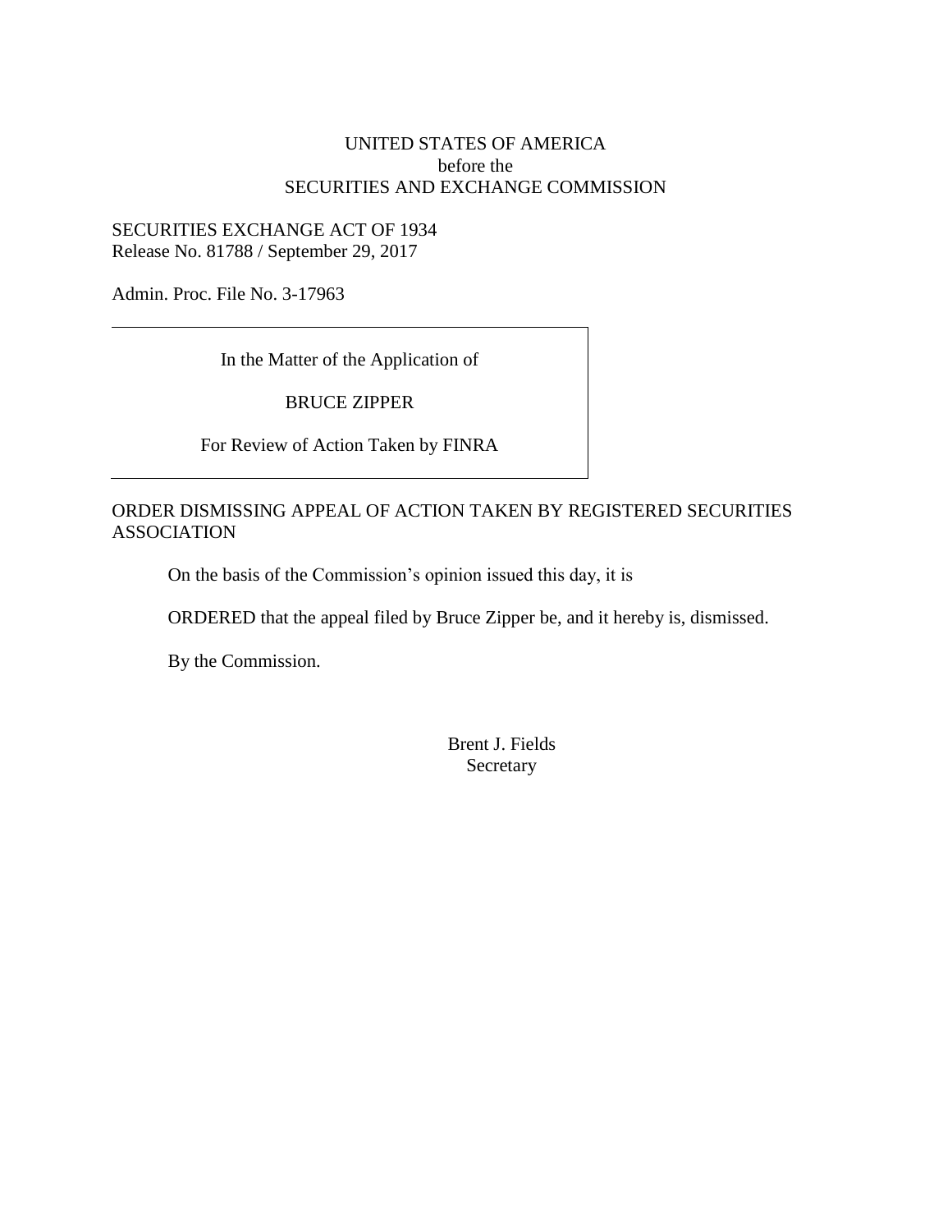UNITED STATES OF AMERICA
before the
SECURITIES AND EXCHANGE COMMISSION

SECURITIES EXCHANGE ACT OF 1934
Release No. 81788 / September 29, 2017

Admin. Proc. File No. 3-17963

In the Matter of the Application of

BRUCE ZIPPER

For Review of Action Taken by FINRA

ORDER DISMISSING APPEAL OF ACTION TAKEN BY REGISTERED SECURITIES ASSOCIATION

On the basis of the Commission's opinion issued this day, it is

ORDERED that the appeal filed by Bruce Zipper be, and it hereby is, dismissed.

By the Commission.

Brent J. Fields
Secretary